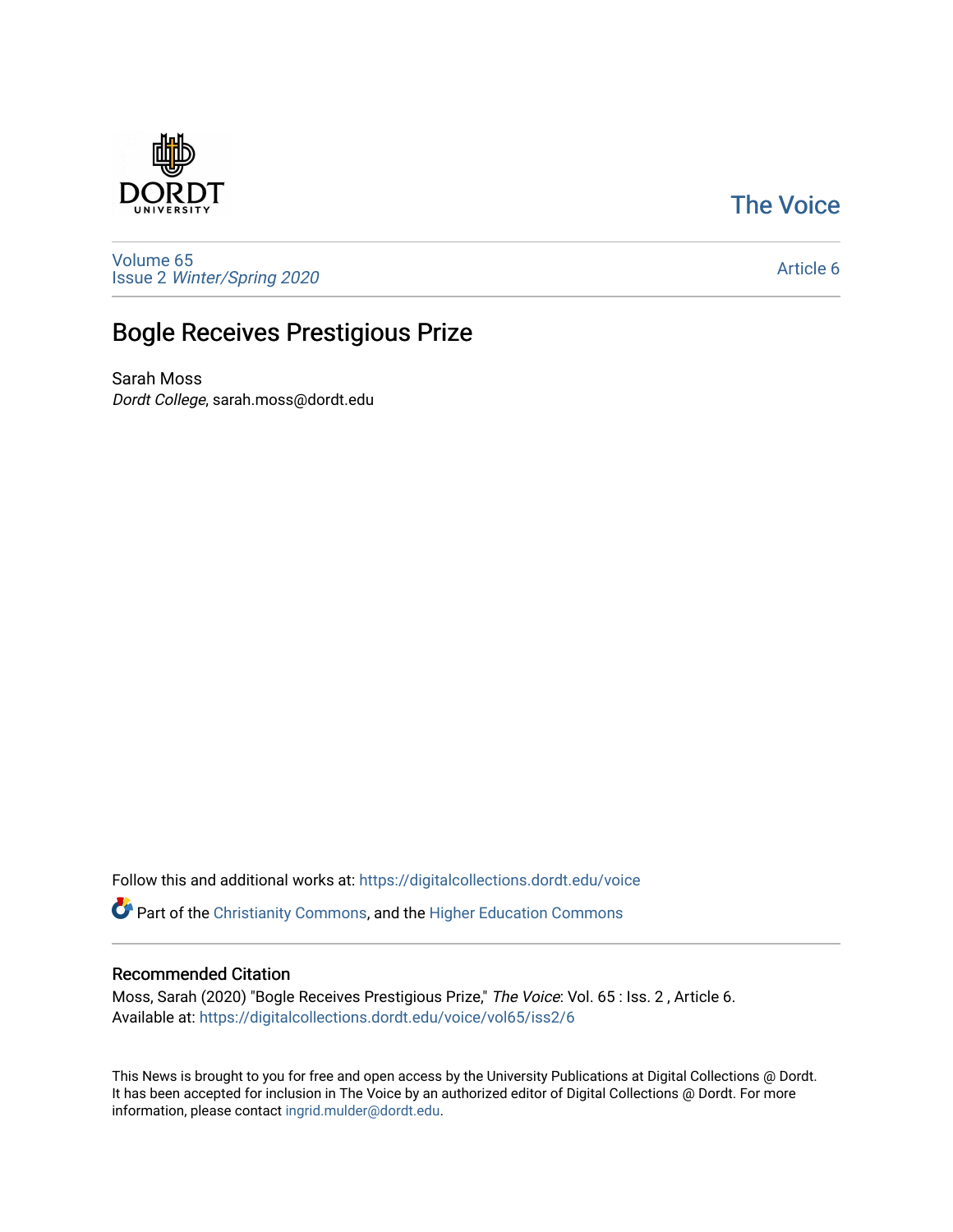The Voice

Volume 65
Issue 2 *Winter/Spring 2020*

Article 6

# Bogle Receives Prestigious Prize

Sarah Moss
*Dordt College*, sarah.moss@dordt.edu

Follow this and additional works at: https://digitalcollections.dordt.edu/voice

Part of the Christianity Commons, and the Higher Education Commons

## Recommended Citation

Moss, Sarah (2020) "Bogle Receives Prestigious Prize," *The Voice*: Vol. 65 : Iss. 2 , Article 6.
Available at: https://digitalcollections.dordt.edu/voice/vol65/iss2/6

This News is brought to you for free and open access by the University Publications at Digital Collections @ Dordt. It has been accepted for inclusion in The Voice by an authorized editor of Digital Collections @ Dordt. For more information, please contact ingrid.mulder@dordt.edu.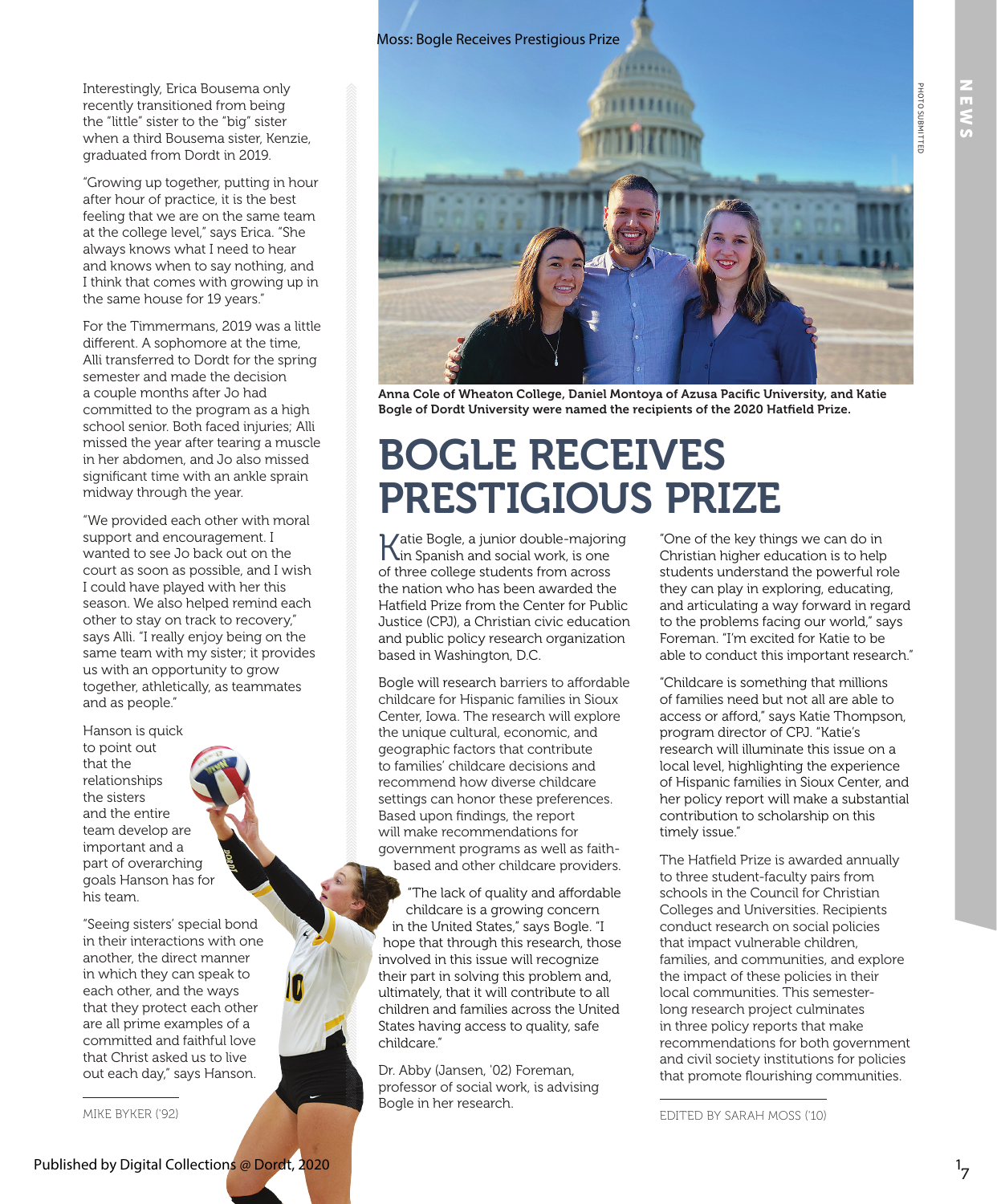Interestingly, Erica Bousema only recently transitioned from being the "little" sister to the "big" sister when a third Bousema sister, Kenzie, graduated from Dordt in 2019.

"Growing up together, putting in hour after hour of practice, it is the best feeling that we are on the same team at the college level," says Erica. "She always knows what I need to hear and knows when to say nothing, and I think that comes with growing up in the same house for 19 years."

For the Timmermans, 2019 was a little different. A sophomore at the time, Alli transferred to Dordt for the spring semester and made the decision a couple months after Jo had committed to the program as a high school senior. Both faced injuries; Alli missed the year after tearing a muscle in her abdomen, and Jo also missed significant time with an ankle sprain midway through the year.

"We provided each other with moral support and encouragement. I wanted to see Jo back out on the court as soon as possible, and I wish I could have played with her this season. We also helped remind each other to stay on track to recovery," says Alli. "I really enjoy being on the same team with my sister; it provides us with an opportunity to grow together, athletically, as teammates and as people."

Hanson is quick to point out that the relationships the sisters and the entire team develop are important and a part of overarching goals Hanson has for his team.

"Seeing sisters' special bond in their interactions with one another, the direct manner in which they can speak to each other, and the ways that they protect each other are all prime examples of a committed and faithful love that Christ asked us to live out each day," says Hanson.

MIKE BYKER ('92)

PHOTO SUBMITTED

Anna Cole of Wheaton College, Daniel Montoya of Azusa Pacific University, and Katie Bogle of Dordt University were named the recipients of the 2020 Hatfield Prize.

# BOGLE RECEIVES PRESTIGIOUS PRIZE

Katie Bogle, a junior double-majoring in Spanish and social work, is one of three college students from across the nation who has been awarded the Hatfield Prize from the Center for Public Justice (CPJ), a Christian civic education and public policy research organization based in Washington, D.C.

Bogle will research barriers to affordable childcare for Hispanic families in Sioux Center, Iowa. The research will explore the unique cultural, economic, and geographic factors that contribute to families' childcare decisions and recommend how diverse childcare settings can honor these preferences. Based upon findings, the report will make recommendations for government programs as well as faith-based and other childcare providers.

"The lack of quality and affordable childcare is a growing concern in the United States," says Bogle. "I hope that through this research, those involved in this issue will recognize their part in solving this problem and, ultimately, that it will contribute to all children and families across the United States having access to quality, safe childcare."

Dr. Abby (Jansen, '02) Foreman, professor of social work, is advising Bogle in her research.

"One of the key things we can do in Christian higher education is to help students understand the powerful role they can play in exploring, educating, and articulating a way forward in regard to the problems facing our world," says Foreman. "I'm excited for Katie to be able to conduct this important research."

"Childcare is something that millions of families need but not all are able to access or afford," says Katie Thompson, program director of CPJ. "Katie's research will illuminate this issue on a local level, highlighting the experience of Hispanic families in Sioux Center, and her policy report will make a substantial contribution to scholarship on this timely issue."

The Hatfield Prize is awarded annually to three student-faculty pairs from schools in the Council for Christian Colleges and Universities. Recipients conduct research on social policies that impact vulnerable children, families, and communities, and explore the impact of these policies in their local communities. This semester-long research project culminates in three policy reports that make recommendations for both government and civil society institutions for policies that promote flourishing communities.

EDITED BY SARAH MOSS ('10)